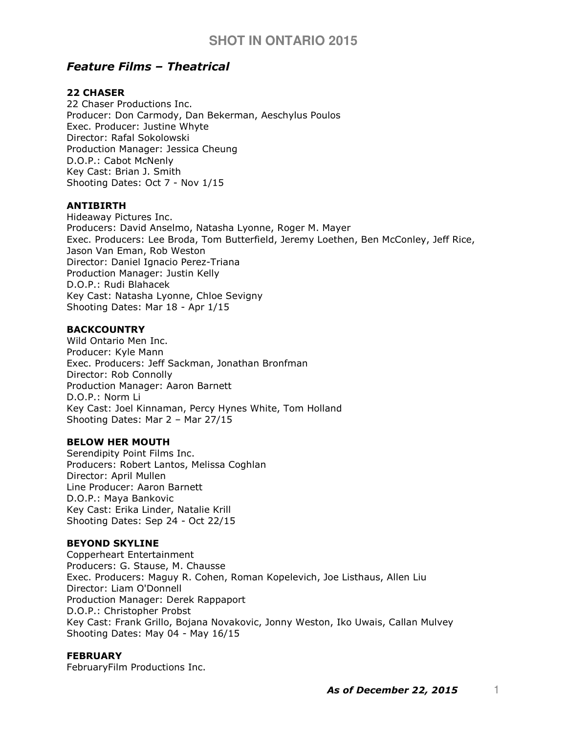# SHOT IN ONTARIO 2015

## *Feature Films – Theatrical*

**22 CHASER**
22 Chaser Productions Inc.
Producer: Don Carmody, Dan Bekerman, Aeschylus Poulos
Exec. Producer: Justine Whyte
Director: Rafal Sokolowski
Production Manager: Jessica Cheung
D.O.P.: Cabot McNenly
Key Cast: Brian J. Smith
Shooting Dates: Oct 7 - Nov 1/15

**ANTIBIRTH**
Hideaway Pictures Inc.
Producers: David Anselmo, Natasha Lyonne, Roger M. Mayer
Exec. Producers: Lee Broda, Tom Butterfield, Jeremy Loethen, Ben McConley, Jeff Rice, Jason Van Eman, Rob Weston
Director: Daniel Ignacio Perez-Triana
Production Manager: Justin Kelly
D.O.P.: Rudi Blahacek
Key Cast: Natasha Lyonne, Chloe Sevigny
Shooting Dates: Mar 18 - Apr 1/15

**BACKCOUNTRY**
Wild Ontario Men Inc.
Producer: Kyle Mann
Exec. Producers: Jeff Sackman, Jonathan Bronfman
Director: Rob Connolly
Production Manager: Aaron Barnett
D.O.P.: Norm Li
Key Cast: Joel Kinnaman, Percy Hynes White, Tom Holland
Shooting Dates: Mar 2 – Mar 27/15

**BELOW HER MOUTH**
Serendipity Point Films Inc.
Producers: Robert Lantos, Melissa Coghlan
Director: April Mullen
Line Producer: Aaron Barnett
D.O.P.: Maya Bankovic
Key Cast: Erika Linder, Natalie Krill
Shooting Dates: Sep 24 - Oct 22/15

**BEYOND SKYLINE**
Copperheart Entertainment
Producers: G. Stause, M. Chausse
Exec. Producers: Maguy R. Cohen, Roman Kopelevich, Joe Listhaus, Allen Liu
Director: Liam O'Donnell
Production Manager: Derek Rappaport
D.O.P.: Christopher Probst
Key Cast: Frank Grillo, Bojana Novakovic, Jonny Weston, Iko Uwais, Callan Mulvey
Shooting Dates: May 04 - May 16/15

**FEBRUARY**
FebruaryFilm Productions Inc.

***As of December 22, 2015***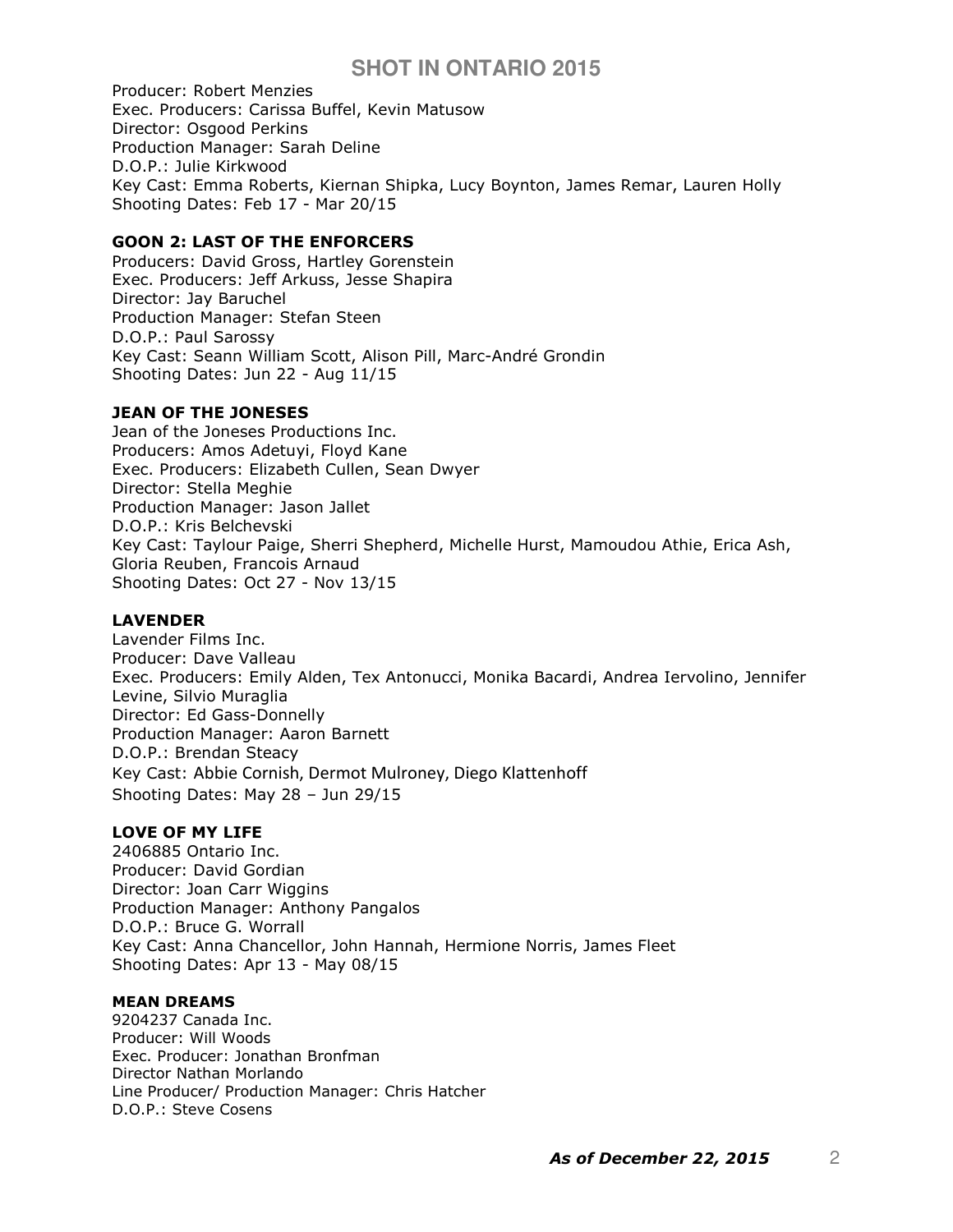Producer: Robert Menzies
Exec. Producers: Carissa Buffel, Kevin Matusow
Director: Osgood Perkins
Production Manager: Sarah Deline
D.O.P.: Julie Kirkwood
Key Cast: Emma Roberts, Kiernan Shipka, Lucy Boynton, James Remar, Lauren Holly
Shooting Dates: Feb 17 - Mar 20/15

**GOON 2: LAST OF THE ENFORCERS**
Producers: David Gross, Hartley Gorenstein
Exec. Producers: Jeff Arkuss, Jesse Shapira
Director: Jay Baruchel
Production Manager: Stefan Steen
D.O.P.: Paul Sarossy
Key Cast: Seann William Scott, Alison Pill, Marc-André Grondin
Shooting Dates: Jun 22 - Aug 11/15

**JEAN OF THE JONESES**
Jean of the Joneses Productions Inc.
Producers: Amos Adetuyi, Floyd Kane
Exec. Producers: Elizabeth Cullen, Sean Dwyer
Director: Stella Meghie
Production Manager: Jason Jallet
D.O.P.: Kris Belchevski
Key Cast: Taylour Paige, Sherri Shepherd, Michelle Hurst, Mamoudou Athie, Erica Ash, Gloria Reuben, Francois Arnaud
Shooting Dates: Oct 27 - Nov 13/15

**LAVENDER**
Lavender Films Inc.
Producer: Dave Valleau
Exec. Producers: Emily Alden, Tex Antonucci, Monika Bacardi, Andrea Iervolino, Jennifer Levine, Silvio Muraglia
Director: Ed Gass-Donnelly
Production Manager: Aaron Barnett
D.O.P.: Brendan Steacy
Key Cast: Abbie Cornish, Dermot Mulroney, Diego Klattenhoff
Shooting Dates: May 28 – Jun 29/15

**LOVE OF MY LIFE**
2406885 Ontario Inc.
Producer: David Gordian
Director: Joan Carr Wiggins
Production Manager: Anthony Pangalos
D.O.P.: Bruce G. Worrall
Key Cast: Anna Chancellor, John Hannah, Hermione Norris, James Fleet
Shooting Dates: Apr 13 - May 08/15

**MEAN DREAMS**
9204237 Canada Inc.
Producer: Will Woods
Exec. Producer: Jonathan Bronfman
Director Nathan Morlando
Line Producer/ Production Manager: Chris Hatcher
D.O.P.: Steve Cosens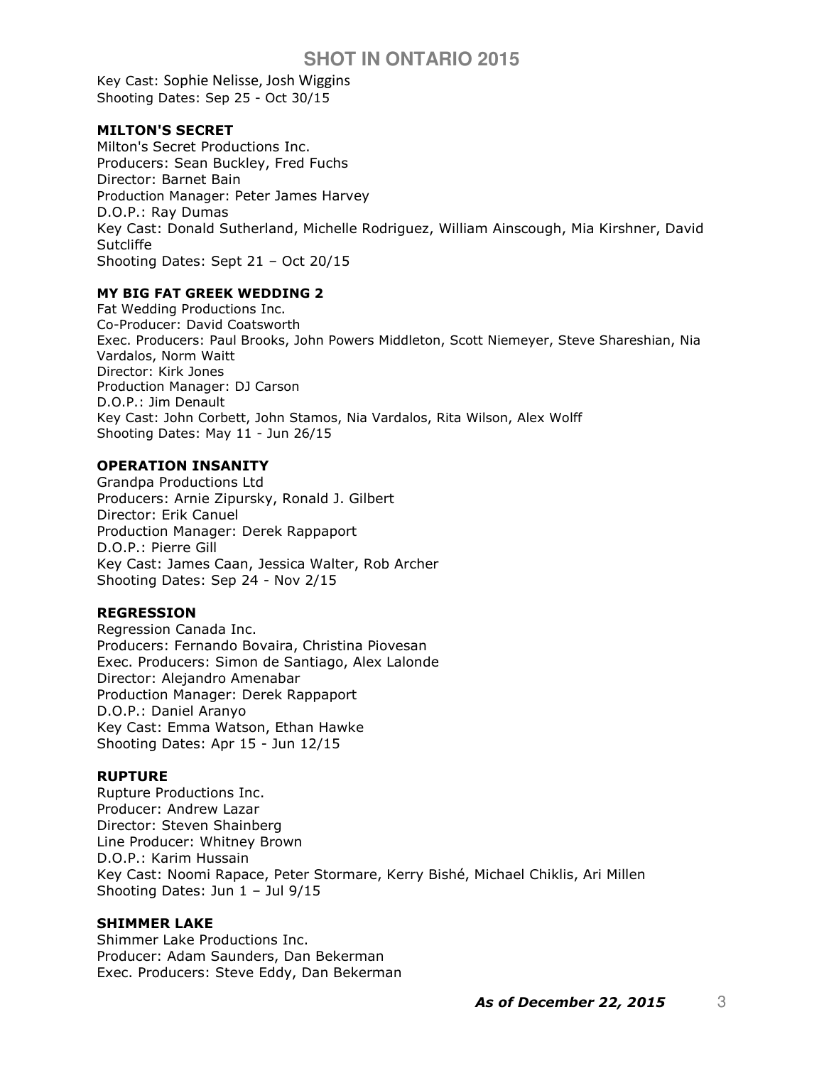Key Cast: Sophie Nelisse, Josh Wiggins
Shooting Dates: Sep 25 - Oct 30/15

**MILTON'S SECRET**
Milton's Secret Productions Inc.
Producers: Sean Buckley, Fred Fuchs
Director: Barnet Bain
Production Manager: Peter James Harvey
D.O.P.: Ray Dumas
Key Cast: Donald Sutherland, Michelle Rodriguez, William Ainscough, Mia Kirshner, David Sutcliffe
Shooting Dates: Sept 21 – Oct 20/15

**MY BIG FAT GREEK WEDDING 2**
Fat Wedding Productions Inc.
Co-Producer: David Coatsworth
Exec. Producers: Paul Brooks, John Powers Middleton, Scott Niemeyer, Steve Shareshian, Nia Vardalos, Norm Waitt
Director: Kirk Jones
Production Manager: DJ Carson
D.O.P.: Jim Denault
Key Cast: John Corbett, John Stamos, Nia Vardalos, Rita Wilson, Alex Wolff
Shooting Dates: May 11 - Jun 26/15

**OPERATION INSANITY**
Grandpa Productions Ltd
Producers: Arnie Zipursky, Ronald J. Gilbert
Director: Erik Canuel
Production Manager: Derek Rappaport
D.O.P.: Pierre Gill
Key Cast: James Caan, Jessica Walter, Rob Archer
Shooting Dates: Sep 24 - Nov 2/15

**REGRESSION**
Regression Canada Inc.
Producers: Fernando Bovaira, Christina Piovesan
Exec. Producers: Simon de Santiago, Alex Lalonde
Director: Alejandro Amenabar
Production Manager: Derek Rappaport
D.O.P.: Daniel Aranyo
Key Cast: Emma Watson, Ethan Hawke
Shooting Dates: Apr 15 - Jun 12/15

**RUPTURE**
Rupture Productions Inc.
Producer: Andrew Lazar
Director: Steven Shainberg
Line Producer: Whitney Brown
D.O.P.: Karim Hussain
Key Cast: Noomi Rapace, Peter Stormare, Kerry Bishé, Michael Chiklis, Ari Millen
Shooting Dates: Jun 1 – Jul 9/15

**SHIMMER LAKE**
Shimmer Lake Productions Inc.
Producer: Adam Saunders, Dan Bekerman
Exec. Producers: Steve Eddy, Dan Bekerman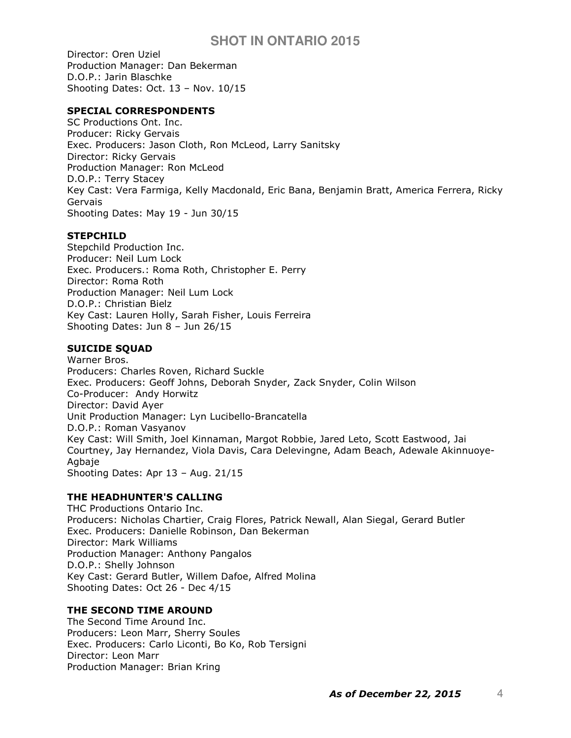Director: Oren Uziel
Production Manager: Dan Bekerman
D.O.P.: Jarin Blaschke
Shooting Dates: Oct. 13 – Nov. 10/15

**SPECIAL CORRESPONDENTS**
SC Productions Ont. Inc.
Producer: Ricky Gervais
Exec. Producers: Jason Cloth, Ron McLeod, Larry Sanitsky
Director: Ricky Gervais
Production Manager: Ron McLeod
D.O.P.: Terry Stacey
Key Cast: Vera Farmiga, Kelly Macdonald, Eric Bana, Benjamin Bratt, America Ferrera, Ricky Gervais
Shooting Dates: May 19 - Jun 30/15

**STEPCHILD**
Stepchild Production Inc.
Producer: Neil Lum Lock
Exec. Producers.: Roma Roth, Christopher E. Perry
Director: Roma Roth
Production Manager: Neil Lum Lock
D.O.P.: Christian Bielz
Key Cast: Lauren Holly, Sarah Fisher, Louis Ferreira
Shooting Dates: Jun 8 – Jun 26/15

**SUICIDE SQUAD**
Warner Bros.
Producers: Charles Roven, Richard Suckle
Exec. Producers: Geoff Johns, Deborah Snyder, Zack Snyder, Colin Wilson
Co-Producer: Andy Horwitz
Director: David Ayer
Unit Production Manager: Lyn Lucibello-Brancatella
D.O.P.: Roman Vasyanov
Key Cast: Will Smith, Joel Kinnaman, Margot Robbie, Jared Leto, Scott Eastwood, Jai Courtney, Jay Hernandez, Viola Davis, Cara Delevingne, Adam Beach, Adewale Akinnuoye-Agbaje
Shooting Dates: Apr 13 – Aug. 21/15

**THE HEADHUNTER'S CALLING**
THC Productions Ontario Inc.
Producers: Nicholas Chartier, Craig Flores, Patrick Newall, Alan Siegal, Gerard Butler
Exec. Producers: Danielle Robinson, Dan Bekerman
Director: Mark Williams
Production Manager: Anthony Pangalos
D.O.P.: Shelly Johnson
Key Cast: Gerard Butler, Willem Dafoe, Alfred Molina
Shooting Dates: Oct 26 - Dec 4/15

**THE SECOND TIME AROUND**
The Second Time Around Inc.
Producers: Leon Marr, Sherry Soules
Exec. Producers: Carlo Liconti, Bo Ko, Rob Tersigni
Director: Leon Marr
Production Manager: Brian Kring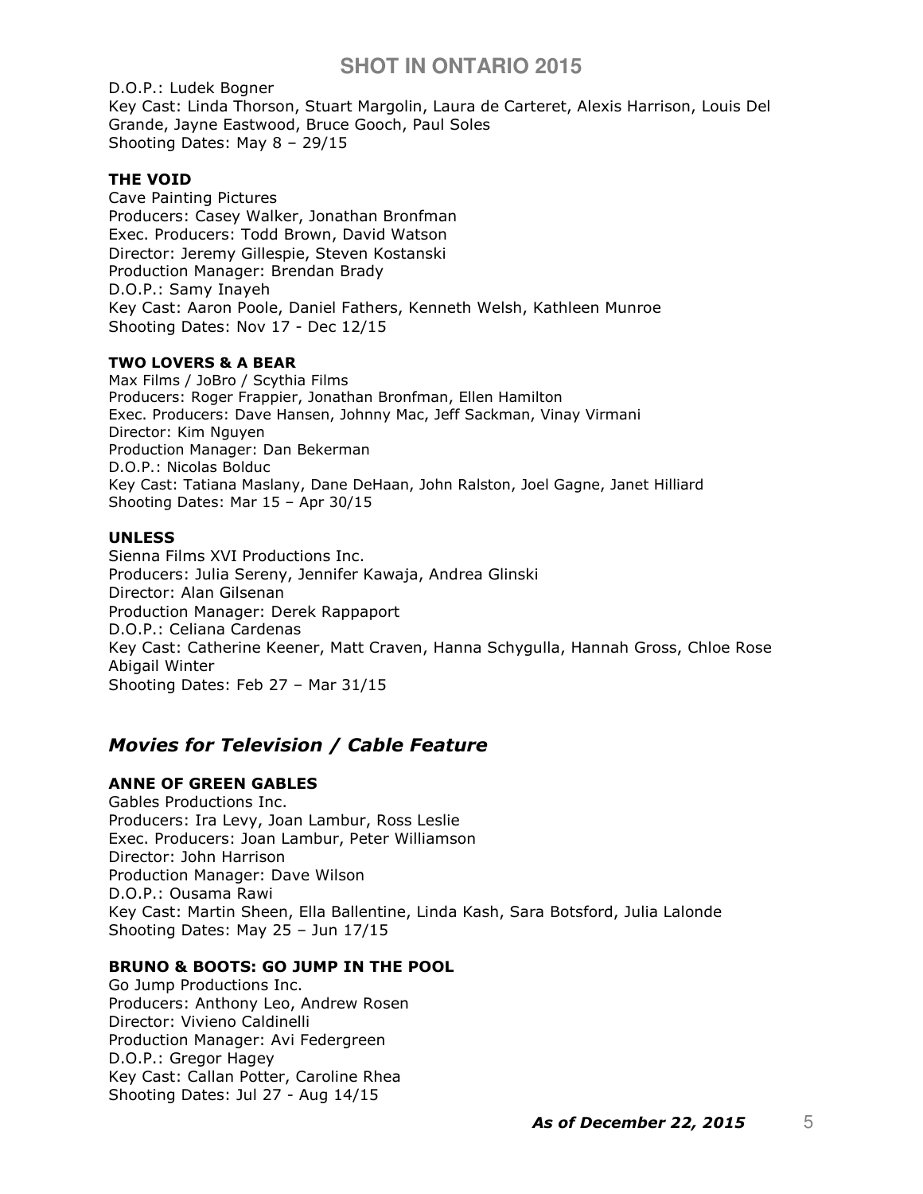D.O.P.: Ludek Bogner
Key Cast: Linda Thorson, Stuart Margolin, Laura de Carteret, Alexis Harrison, Louis Del Grande, Jayne Eastwood, Bruce Gooch, Paul Soles
Shooting Dates: May 8 – 29/15

**THE VOID**
Cave Painting Pictures
Producers: Casey Walker, Jonathan Bronfman
Exec. Producers: Todd Brown, David Watson
Director: Jeremy Gillespie, Steven Kostanski
Production Manager: Brendan Brady
D.O.P.: Samy Inayeh
Key Cast: Aaron Poole, Daniel Fathers, Kenneth Welsh, Kathleen Munroe
Shooting Dates: Nov 17 - Dec 12/15

**TWO LOVERS & A BEAR**
Max Films / JoBro / Scythia Films
Producers: Roger Frappier, Jonathan Bronfman, Ellen Hamilton
Exec. Producers: Dave Hansen, Johnny Mac, Jeff Sackman, Vinay Virmani
Director: Kim Nguyen
Production Manager: Dan Bekerman
D.O.P.: Nicolas Bolduc
Key Cast: Tatiana Maslany, Dane DeHaan, John Ralston, Joel Gagne, Janet Hilliard
Shooting Dates: Mar 15 – Apr 30/15

**UNLESS**
Sienna Films XVI Productions Inc.
Producers: Julia Sereny, Jennifer Kawaja, Andrea Glinski
Director: Alan Gilsenan
Production Manager: Derek Rappaport
D.O.P.: Celiana Cardenas
Key Cast: Catherine Keener, Matt Craven, Hanna Schygulla, Hannah Gross, Chloe Rose Abigail Winter
Shooting Dates: Feb 27 – Mar 31/15

## *Movies for Television / Cable Feature*

**ANNE OF GREEN GABLES**
Gables Productions Inc.
Producers: Ira Levy, Joan Lambur, Ross Leslie
Exec. Producers: Joan Lambur, Peter Williamson
Director: John Harrison
Production Manager: Dave Wilson
D.O.P.: Ousama Rawi
Key Cast: Martin Sheen, Ella Ballentine, Linda Kash, Sara Botsford, Julia Lalonde
Shooting Dates: May 25 – Jun 17/15

**BRUNO & BOOTS: GO JUMP IN THE POOL**
Go Jump Productions Inc.
Producers: Anthony Leo, Andrew Rosen
Director: Vivieno Caldinelli
Production Manager: Avi Federgreen
D.O.P.: Gregor Hagey
Key Cast: Callan Potter, Caroline Rhea
Shooting Dates: Jul 27 - Aug 14/15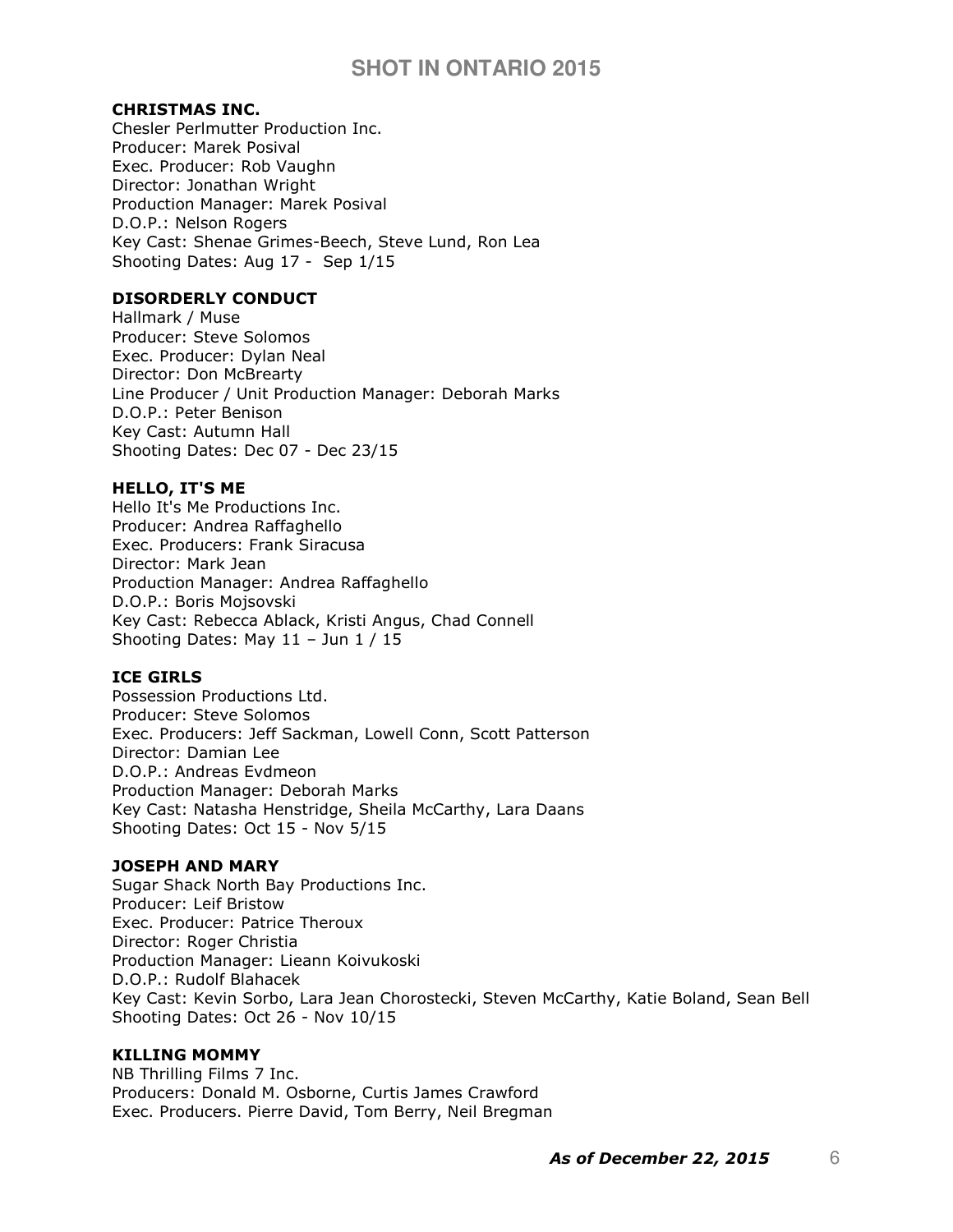**CHRISTMAS INC.**
Chesler Perlmutter Production Inc.
Producer: Marek Posival
Exec. Producer: Rob Vaughn
Director: Jonathan Wright
Production Manager: Marek Posival
D.O.P.: Nelson Rogers
Key Cast: Shenae Grimes-Beech, Steve Lund, Ron Lea
Shooting Dates: Aug 17 - Sep 1/15

**DISORDERLY CONDUCT**
Hallmark / Muse
Producer: Steve Solomos
Exec. Producer: Dylan Neal
Director: Don McBrearty
Line Producer / Unit Production Manager: Deborah Marks
D.O.P.: Peter Benison
Key Cast: Autumn Hall
Shooting Dates: Dec 07 - Dec 23/15

**HELLO, IT'S ME**
Hello It's Me Productions Inc.
Producer: Andrea Raffaghello
Exec. Producers: Frank Siracusa
Director: Mark Jean
Production Manager: Andrea Raffaghello
D.O.P.: Boris Mojsovski
Key Cast: Rebecca Ablack, Kristi Angus, Chad Connell
Shooting Dates: May 11 – Jun 1 / 15

**ICE GIRLS**
Possession Productions Ltd.
Producer: Steve Solomos
Exec. Producers: Jeff Sackman, Lowell Conn, Scott Patterson
Director: Damian Lee
D.O.P.: Andreas Evdmeon
Production Manager: Deborah Marks
Key Cast: Natasha Henstridge, Sheila McCarthy, Lara Daans
Shooting Dates: Oct 15 - Nov 5/15

**JOSEPH AND MARY**
Sugar Shack North Bay Productions Inc.
Producer: Leif Bristow
Exec. Producer: Patrice Theroux
Director: Roger Christia
Production Manager: Lieann Koivukoski
D.O.P.: Rudolf Blahacek
Key Cast: Kevin Sorbo, Lara Jean Chorostecki, Steven McCarthy, Katie Boland, Sean Bell
Shooting Dates: Oct 26 - Nov 10/15

**KILLING MOMMY**
NB Thrilling Films 7 Inc.
Producers: Donald M. Osborne, Curtis James Crawford
Exec. Producers. Pierre David, Tom Berry, Neil Bregman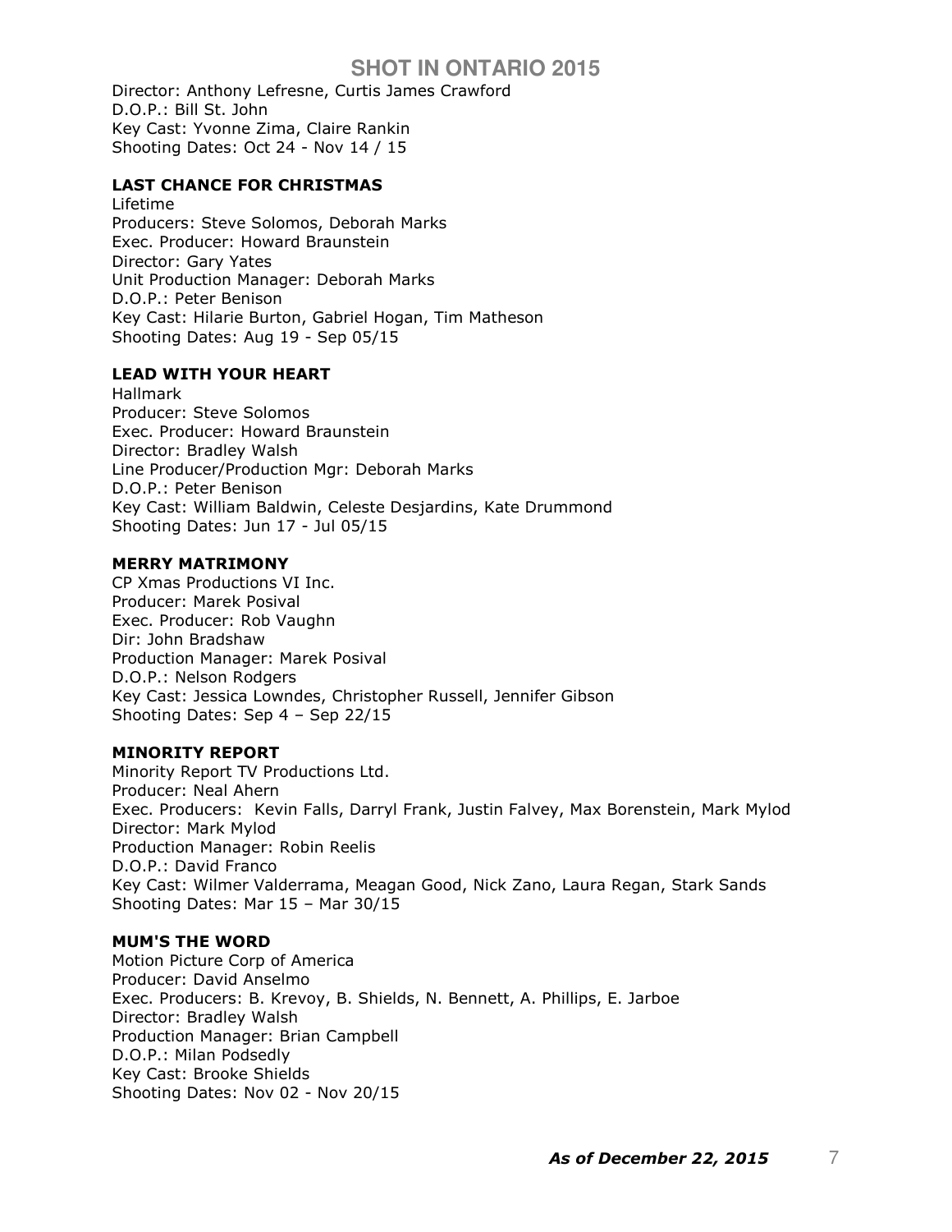Director: Anthony Lefresne, Curtis James Crawford
D.O.P.: Bill St. John
Key Cast: Yvonne Zima, Claire Rankin
Shooting Dates: Oct 24 - Nov 14 / 15

**LAST CHANCE FOR CHRISTMAS**
Lifetime
Producers: Steve Solomos, Deborah Marks
Exec. Producer: Howard Braunstein
Director: Gary Yates
Unit Production Manager: Deborah Marks
D.O.P.: Peter Benison
Key Cast: Hilarie Burton, Gabriel Hogan, Tim Matheson
Shooting Dates: Aug 19 - Sep 05/15

**LEAD WITH YOUR HEART**
Hallmark
Producer: Steve Solomos
Exec. Producer: Howard Braunstein
Director: Bradley Walsh
Line Producer/Production Mgr: Deborah Marks
D.O.P.: Peter Benison
Key Cast: William Baldwin, Celeste Desjardins, Kate Drummond
Shooting Dates: Jun 17 - Jul 05/15

**MERRY MATRIMONY**
CP Xmas Productions VI Inc.
Producer: Marek Posival
Exec. Producer: Rob Vaughn
Dir: John Bradshaw
Production Manager: Marek Posival
D.O.P.: Nelson Rodgers
Key Cast: Jessica Lowndes, Christopher Russell, Jennifer Gibson
Shooting Dates: Sep 4 – Sep 22/15

**MINORITY REPORT**
Minority Report TV Productions Ltd.
Producer: Neal Ahern
Exec. Producers: Kevin Falls, Darryl Frank, Justin Falvey, Max Borenstein, Mark Mylod
Director: Mark Mylod
Production Manager: Robin Reelis
D.O.P.: David Franco
Key Cast: Wilmer Valderrama, Meagan Good, Nick Zano, Laura Regan, Stark Sands
Shooting Dates: Mar 15 – Mar 30/15

**MUM'S THE WORD**
Motion Picture Corp of America
Producer: David Anselmo
Exec. Producers: B. Krevoy, B. Shields, N. Bennett, A. Phillips, E. Jarboe
Director: Bradley Walsh
Production Manager: Brian Campbell
D.O.P.: Milan Podsedly
Key Cast: Brooke Shields
Shooting Dates: Nov 02 - Nov 20/15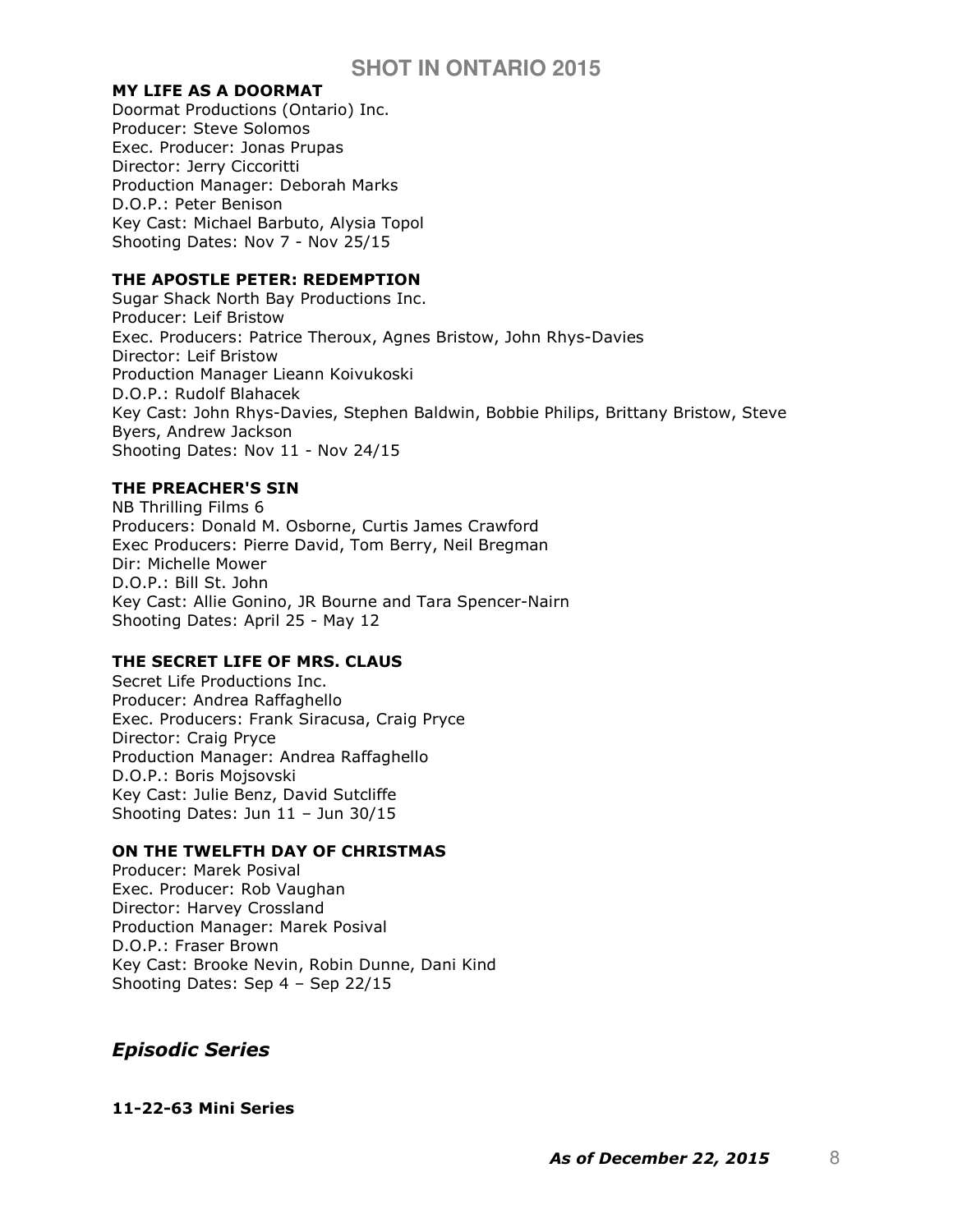**MY LIFE AS A DOORMAT**
Doormat Productions (Ontario) Inc.
Producer: Steve Solomos
Exec. Producer: Jonas Prupas
Director: Jerry Ciccoritti
Production Manager: Deborah Marks
D.O.P.: Peter Benison
Key Cast: Michael Barbuto, Alysia Topol
Shooting Dates: Nov 7 - Nov 25/15

**THE APOSTLE PETER: REDEMPTION**
Sugar Shack North Bay Productions Inc.
Producer: Leif Bristow
Exec. Producers: Patrice Theroux, Agnes Bristow, John Rhys-Davies
Director: Leif Bristow
Production Manager Lieann Koivukoski
D.O.P.: Rudolf Blahacek
Key Cast: John Rhys-Davies, Stephen Baldwin, Bobbie Philips, Brittany Bristow, Steve Byers, Andrew Jackson
Shooting Dates: Nov 11 - Nov 24/15

**THE PREACHER'S SIN**
NB Thrilling Films 6
Producers: Donald M. Osborne, Curtis James Crawford
Exec Producers: Pierre David, Tom Berry, Neil Bregman
Dir: Michelle Mower
D.O.P.: Bill St. John
Key Cast: Allie Gonino, JR Bourne and Tara Spencer-Nairn
Shooting Dates: April 25 - May 12

**THE SECRET LIFE OF MRS. CLAUS**
Secret Life Productions Inc.
Producer: Andrea Raffaghello
Exec. Producers: Frank Siracusa, Craig Pryce
Director: Craig Pryce
Production Manager: Andrea Raffaghello
D.O.P.: Boris Mojsovski
Key Cast: Julie Benz, David Sutcliffe
Shooting Dates: Jun 11 – Jun 30/15

**ON THE TWELFTH DAY OF CHRISTMAS**
Producer: Marek Posival
Exec. Producer: Rob Vaughan
Director: Harvey Crossland
Production Manager: Marek Posival
D.O.P.: Fraser Brown
Key Cast: Brooke Nevin, Robin Dunne, Dani Kind
Shooting Dates: Sep 4 – Sep 22/15

## *Episodic Series*

**11-22-63 Mini Series**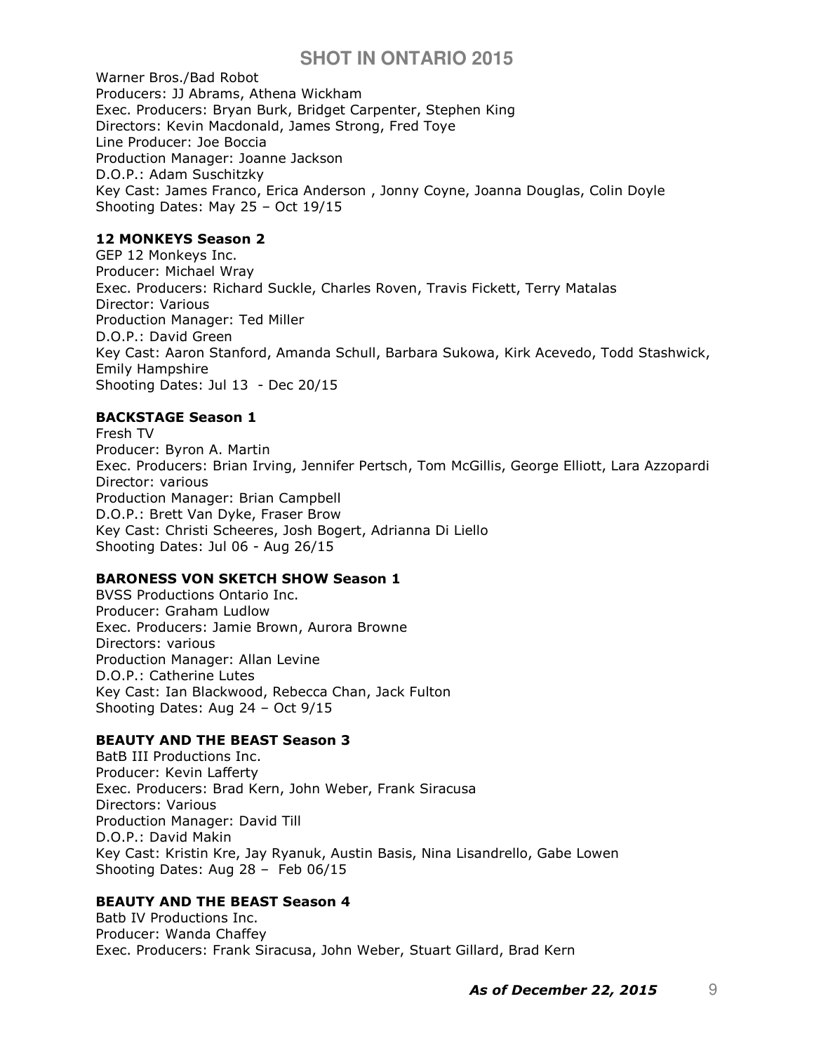Warner Bros./Bad Robot
Producers: JJ Abrams, Athena Wickham
Exec. Producers: Bryan Burk, Bridget Carpenter, Stephen King
Directors: Kevin Macdonald, James Strong, Fred Toye
Line Producer: Joe Boccia
Production Manager: Joanne Jackson
D.O.P.: Adam Suschitzky
Key Cast: James Franco, Erica Anderson , Jonny Coyne, Joanna Douglas, Colin Doyle
Shooting Dates: May 25 – Oct 19/15

**12 MONKEYS Season 2**
GEP 12 Monkeys Inc.
Producer: Michael Wray
Exec. Producers: Richard Suckle, Charles Roven, Travis Fickett, Terry Matalas
Director: Various
Production Manager: Ted Miller
D.O.P.: David Green
Key Cast: Aaron Stanford, Amanda Schull, Barbara Sukowa, Kirk Acevedo, Todd Stashwick, Emily Hampshire
Shooting Dates: Jul 13 - Dec 20/15

**BACKSTAGE Season 1**
Fresh TV
Producer: Byron A. Martin
Exec. Producers: Brian Irving, Jennifer Pertsch, Tom McGillis, George Elliott, Lara Azzopardi
Director: various
Production Manager: Brian Campbell
D.O.P.: Brett Van Dyke, Fraser Brow
Key Cast: Christi Scheeres, Josh Bogert, Adrianna Di Liello
Shooting Dates: Jul 06 - Aug 26/15

**BARONESS VON SKETCH SHOW Season 1**
BVSS Productions Ontario Inc.
Producer: Graham Ludlow
Exec. Producers: Jamie Brown, Aurora Browne
Directors: various
Production Manager: Allan Levine
D.O.P.: Catherine Lutes
Key Cast: Ian Blackwood, Rebecca Chan, Jack Fulton
Shooting Dates: Aug 24 – Oct 9/15

**BEAUTY AND THE BEAST Season 3**
BatB III Productions Inc.
Producer: Kevin Lafferty
Exec. Producers: Brad Kern, John Weber, Frank Siracusa
Directors: Various
Production Manager: David Till
D.O.P.: David Makin
Key Cast: Kristin Kre, Jay Ryanuk, Austin Basis, Nina Lisandrello, Gabe Lowen
Shooting Dates: Aug 28 – Feb 06/15

**BEAUTY AND THE BEAST Season 4**
Batb IV Productions Inc.
Producer: Wanda Chaffey
Exec. Producers: Frank Siracusa, John Weber, Stuart Gillard, Brad Kern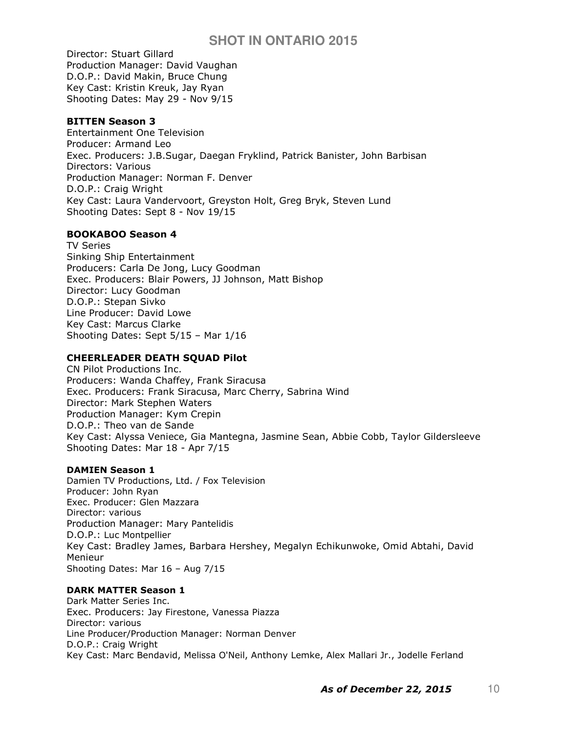Director: Stuart Gillard
Production Manager: David Vaughan
D.O.P.: David Makin, Bruce Chung
Key Cast: Kristin Kreuk, Jay Ryan
Shooting Dates: May 29 - Nov 9/15

**BITTEN Season 3**
Entertainment One Television
Producer: Armand Leo
Exec. Producers: J.B.Sugar, Daegan Fryklind, Patrick Banister, John Barbisan
Directors: Various
Production Manager: Norman F. Denver
D.O.P.: Craig Wright
Key Cast: Laura Vandervoort, Greyston Holt, Greg Bryk, Steven Lund
Shooting Dates: Sept 8 - Nov 19/15

**BOOKABOO Season 4**
TV Series
Sinking Ship Entertainment
Producers: Carla De Jong, Lucy Goodman
Exec. Producers: Blair Powers, JJ Johnson, Matt Bishop
Director: Lucy Goodman
D.O.P.: Stepan Sivko
Line Producer: David Lowe
Key Cast: Marcus Clarke
Shooting Dates: Sept 5/15 – Mar 1/16

**CHEERLEADER DEATH SQUAD Pilot**
CN Pilot Productions Inc.
Producers: Wanda Chaffey, Frank Siracusa
Exec. Producers: Frank Siracusa, Marc Cherry, Sabrina Wind
Director: Mark Stephen Waters
Production Manager: Kym Crepin
D.O.P.: Theo van de Sande
Key Cast: Alyssa Veniece, Gia Mantegna, Jasmine Sean, Abbie Cobb, Taylor Gildersleeve
Shooting Dates: Mar 18 - Apr 7/15

**DAMIEN Season 1**
Damien TV Productions, Ltd. / Fox Television
Producer: John Ryan
Exec. Producer: Glen Mazzara
Director: various
Production Manager: Mary Pantelidis
D.O.P.: Luc Montpellier
Key Cast: Bradley James, Barbara Hershey, Megalyn Echikunwoke, Omid Abtahi, David Menieur
Shooting Dates: Mar 16 – Aug 7/15

**DARK MATTER Season 1**
Dark Matter Series Inc.
Exec. Producers: Jay Firestone, Vanessa Piazza
Director: various
Line Producer/Production Manager: Norman Denver
D.O.P.: Craig Wright
Key Cast: Marc Bendavid, Melissa O'Neil, Anthony Lemke, Alex Mallari Jr., Jodelle Ferland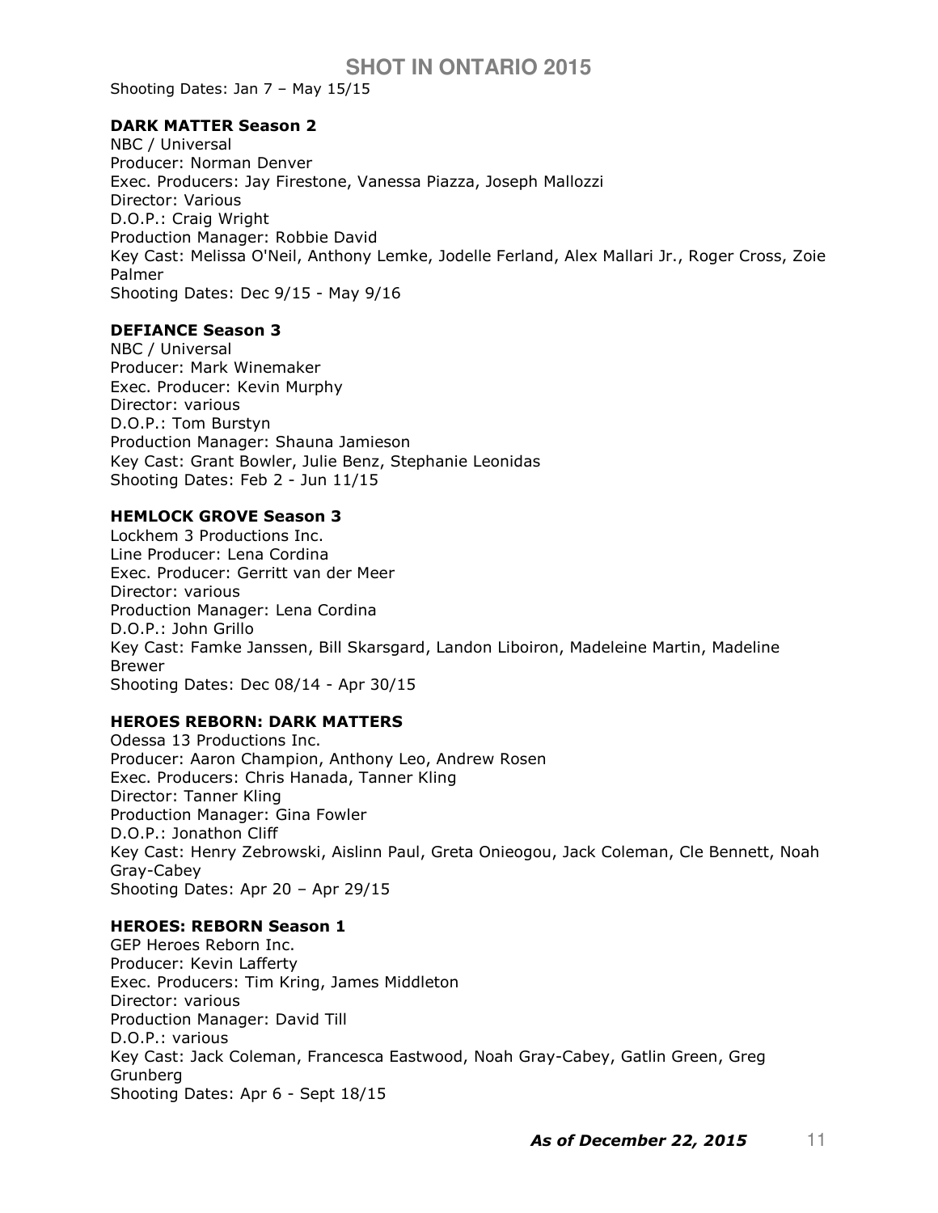Shooting Dates: Jan 7 – May 15/15

**DARK MATTER Season 2**
NBC / Universal
Producer: Norman Denver
Exec. Producers: Jay Firestone, Vanessa Piazza, Joseph Mallozzi
Director: Various
D.O.P.: Craig Wright
Production Manager: Robbie David
Key Cast: Melissa O'Neil, Anthony Lemke, Jodelle Ferland, Alex Mallari Jr., Roger Cross, Zoie Palmer
Shooting Dates: Dec 9/15 - May 9/16

**DEFIANCE Season 3**
NBC / Universal
Producer: Mark Winemaker
Exec. Producer: Kevin Murphy
Director: various
D.O.P.: Tom Burstyn
Production Manager: Shauna Jamieson
Key Cast: Grant Bowler, Julie Benz, Stephanie Leonidas
Shooting Dates: Feb 2 - Jun 11/15

**HEMLOCK GROVE Season 3**
Lockhem 3 Productions Inc.
Line Producer: Lena Cordina
Exec. Producer: Gerritt van der Meer
Director: various
Production Manager: Lena Cordina
D.O.P.: John Grillo
Key Cast: Famke Janssen, Bill Skarsgard, Landon Liboiron, Madeleine Martin, Madeline Brewer
Shooting Dates: Dec 08/14 - Apr 30/15

**HEROES REBORN: DARK MATTERS**
Odessa 13 Productions Inc.
Producer: Aaron Champion, Anthony Leo, Andrew Rosen
Exec. Producers: Chris Hanada, Tanner Kling
Director: Tanner Kling
Production Manager: Gina Fowler
D.O.P.: Jonathon Cliff
Key Cast: Henry Zebrowski, Aislinn Paul, Greta Onieogou, Jack Coleman, Cle Bennett, Noah Gray-Cabey
Shooting Dates: Apr 20 – Apr 29/15

**HEROES: REBORN Season 1**
GEP Heroes Reborn Inc.
Producer: Kevin Lafferty
Exec. Producers: Tim Kring, James Middleton
Director: various
Production Manager: David Till
D.O.P.: various
Key Cast: Jack Coleman, Francesca Eastwood, Noah Gray-Cabey, Gatlin Green, Greg Grunberg
Shooting Dates: Apr 6 - Sept 18/15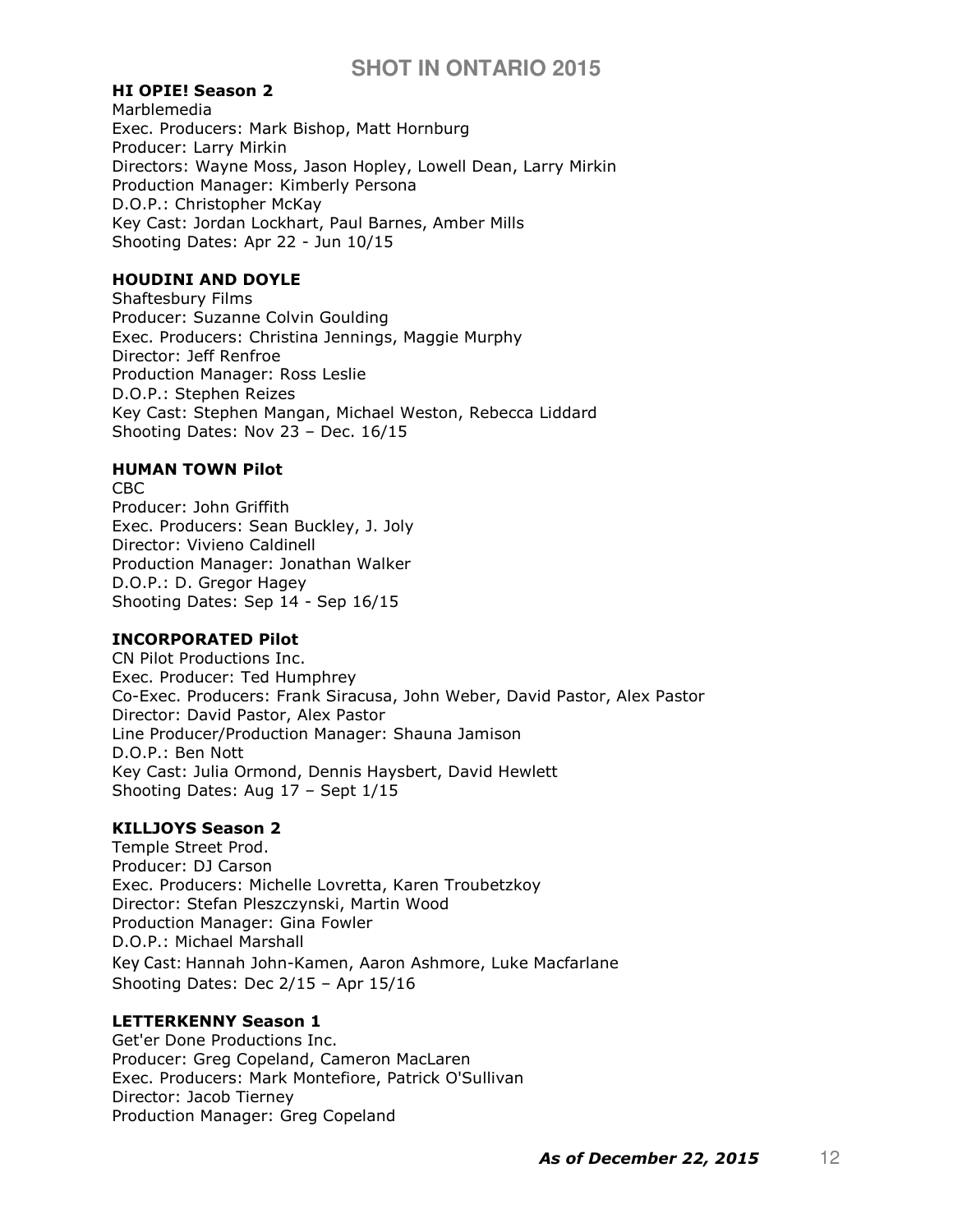**HI OPIE! Season 2**
Marblemedia
Exec. Producers: Mark Bishop, Matt Hornburg
Producer: Larry Mirkin
Directors: Wayne Moss, Jason Hopley, Lowell Dean, Larry Mirkin
Production Manager: Kimberly Persona
D.O.P.: Christopher McKay
Key Cast: Jordan Lockhart, Paul Barnes, Amber Mills
Shooting Dates: Apr 22 - Jun 10/15

**HOUDINI AND DOYLE**
Shaftesbury Films
Producer: Suzanne Colvin Goulding
Exec. Producers: Christina Jennings, Maggie Murphy
Director: Jeff Renfroe
Production Manager: Ross Leslie
D.O.P.: Stephen Reizes
Key Cast: Stephen Mangan, Michael Weston, Rebecca Liddard
Shooting Dates: Nov 23 – Dec. 16/15

**HUMAN TOWN Pilot**
CBC
Producer: John Griffith
Exec. Producers: Sean Buckley, J. Joly
Director: Vivieno Caldinell
Production Manager: Jonathan Walker
D.O.P.: D. Gregor Hagey
Shooting Dates: Sep 14 - Sep 16/15

**INCORPORATED Pilot**
CN Pilot Productions Inc.
Exec. Producer: Ted Humphrey
Co-Exec. Producers: Frank Siracusa, John Weber, David Pastor, Alex Pastor
Director: David Pastor, Alex Pastor
Line Producer/Production Manager: Shauna Jamison
D.O.P.: Ben Nott
Key Cast: Julia Ormond, Dennis Haysbert, David Hewlett
Shooting Dates: Aug 17 – Sept 1/15

**KILLJOYS Season 2**
Temple Street Prod.
Producer: DJ Carson
Exec. Producers: Michelle Lovretta, Karen Troubetzkoy
Director: Stefan Pleszczynski, Martin Wood
Production Manager: Gina Fowler
D.O.P.: Michael Marshall
Key Cast: Hannah John-Kamen, Aaron Ashmore, Luke Macfarlane
Shooting Dates: Dec 2/15 – Apr 15/16

**LETTERKENNY Season 1**
Get'er Done Productions Inc.
Producer: Greg Copeland, Cameron MacLaren
Exec. Producers: Mark Montefiore, Patrick O'Sullivan
Director: Jacob Tierney
Production Manager: Greg Copeland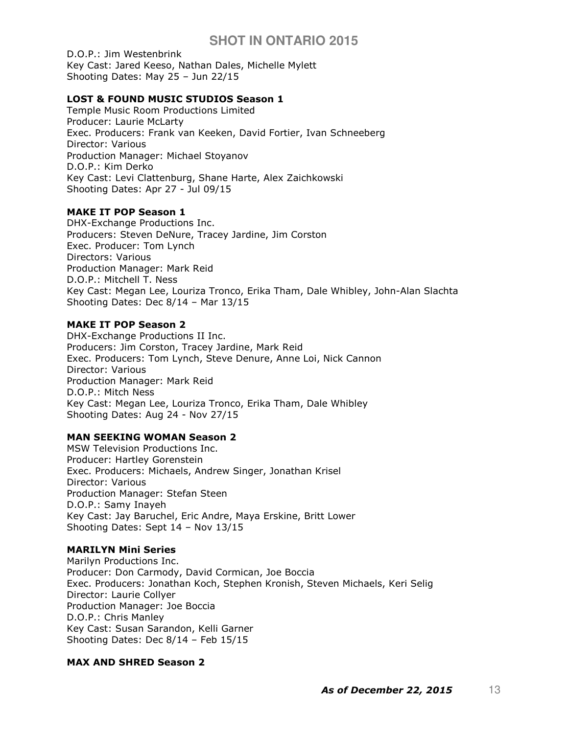D.O.P.: Jim Westenbrink
Key Cast: Jared Keeso, Nathan Dales, Michelle Mylett
Shooting Dates: May 25 – Jun 22/15

**LOST & FOUND MUSIC STUDIOS Season 1**
Temple Music Room Productions Limited
Producer: Laurie McLarty
Exec. Producers: Frank van Keeken, David Fortier, Ivan Schneeberg
Director: Various
Production Manager: Michael Stoyanov
D.O.P.: Kim Derko
Key Cast: Levi Clattenburg, Shane Harte, Alex Zaichkowski
Shooting Dates: Apr 27 - Jul 09/15

**MAKE IT POP Season 1**
DHX-Exchange Productions Inc.
Producers: Steven DeNure, Tracey Jardine, Jim Corston
Exec. Producer: Tom Lynch
Directors: Various
Production Manager: Mark Reid
D.O.P.: Mitchell T. Ness
Key Cast: Megan Lee, Louriza Tronco, Erika Tham, Dale Whibley, John-Alan Slachta
Shooting Dates: Dec 8/14 – Mar 13/15

**MAKE IT POP Season 2**
DHX-Exchange Productions II Inc.
Producers: Jim Corston, Tracey Jardine, Mark Reid
Exec. Producers: Tom Lynch, Steve Denure, Anne Loi, Nick Cannon
Director: Various
Production Manager: Mark Reid
D.O.P.: Mitch Ness
Key Cast: Megan Lee, Louriza Tronco, Erika Tham, Dale Whibley
Shooting Dates: Aug 24 - Nov 27/15

**MAN SEEKING WOMAN Season 2**
MSW Television Productions Inc.
Producer: Hartley Gorenstein
Exec. Producers: Michaels, Andrew Singer, Jonathan Krisel
Director: Various
Production Manager: Stefan Steen
D.O.P.: Samy Inayeh
Key Cast: Jay Baruchel, Eric Andre, Maya Erskine, Britt Lower
Shooting Dates: Sept 14 – Nov 13/15

**MARILYN Mini Series**
Marilyn Productions Inc.
Producer: Don Carmody, David Cormican, Joe Boccia
Exec. Producers: Jonathan Koch, Stephen Kronish, Steven Michaels, Keri Selig
Director: Laurie Collyer
Production Manager: Joe Boccia
D.O.P.: Chris Manley
Key Cast: Susan Sarandon, Kelli Garner
Shooting Dates: Dec 8/14 – Feb 15/15

**MAX AND SHRED Season 2**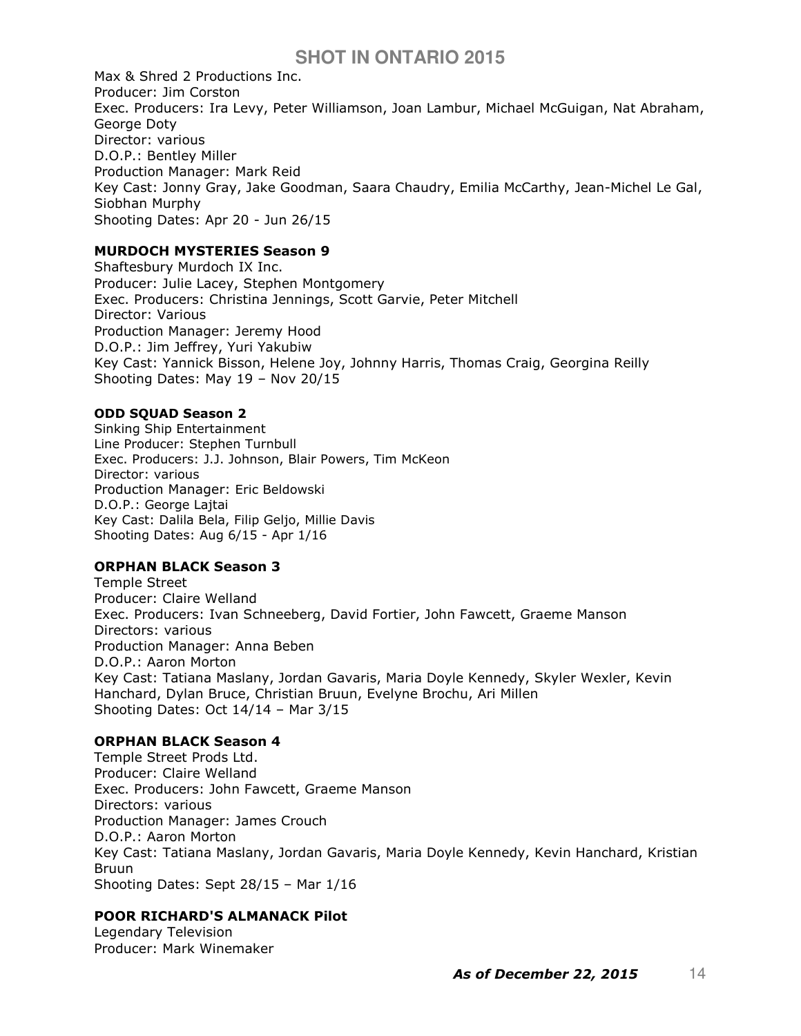Max & Shred 2 Productions Inc.
Producer: Jim Corston
Exec. Producers: Ira Levy, Peter Williamson, Joan Lambur, Michael McGuigan, Nat Abraham, George Doty
Director: various
D.O.P.: Bentley Miller
Production Manager: Mark Reid
Key Cast: Jonny Gray, Jake Goodman, Saara Chaudry, Emilia McCarthy, Jean-Michel Le Gal, Siobhan Murphy
Shooting Dates: Apr 20 - Jun 26/15

**MURDOCH MYSTERIES Season 9**
Shaftesbury Murdoch IX Inc.
Producer: Julie Lacey, Stephen Montgomery
Exec. Producers: Christina Jennings, Scott Garvie, Peter Mitchell
Director: Various
Production Manager: Jeremy Hood
D.O.P.: Jim Jeffrey, Yuri Yakubiw
Key Cast: Yannick Bisson, Helene Joy, Johnny Harris, Thomas Craig, Georgina Reilly
Shooting Dates: May 19 – Nov 20/15

**ODD SQUAD Season 2**
Sinking Ship Entertainment
Line Producer: Stephen Turnbull
Exec. Producers: J.J. Johnson, Blair Powers, Tim McKeon
Director: various
Production Manager: Eric Beldowski
D.O.P.: George Lajtai
Key Cast: Dalila Bela, Filip Geljo, Millie Davis
Shooting Dates: Aug 6/15 - Apr 1/16

**ORPHAN BLACK Season 3**
Temple Street
Producer: Claire Welland
Exec. Producers: Ivan Schneeberg, David Fortier, John Fawcett, Graeme Manson
Directors: various
Production Manager: Anna Beben
D.O.P.: Aaron Morton
Key Cast: Tatiana Maslany, Jordan Gavaris, Maria Doyle Kennedy, Skyler Wexler, Kevin Hanchard, Dylan Bruce, Christian Bruun, Evelyne Brochu, Ari Millen
Shooting Dates: Oct 14/14 – Mar 3/15

**ORPHAN BLACK Season 4**
Temple Street Prods Ltd.
Producer: Claire Welland
Exec. Producers: John Fawcett, Graeme Manson
Directors: various
Production Manager: James Crouch
D.O.P.: Aaron Morton
Key Cast: Tatiana Maslany, Jordan Gavaris, Maria Doyle Kennedy, Kevin Hanchard, Kristian Bruun
Shooting Dates: Sept 28/15 – Mar 1/16

**POOR RICHARD'S ALMANACK Pilot**
Legendary Television
Producer: Mark Winemaker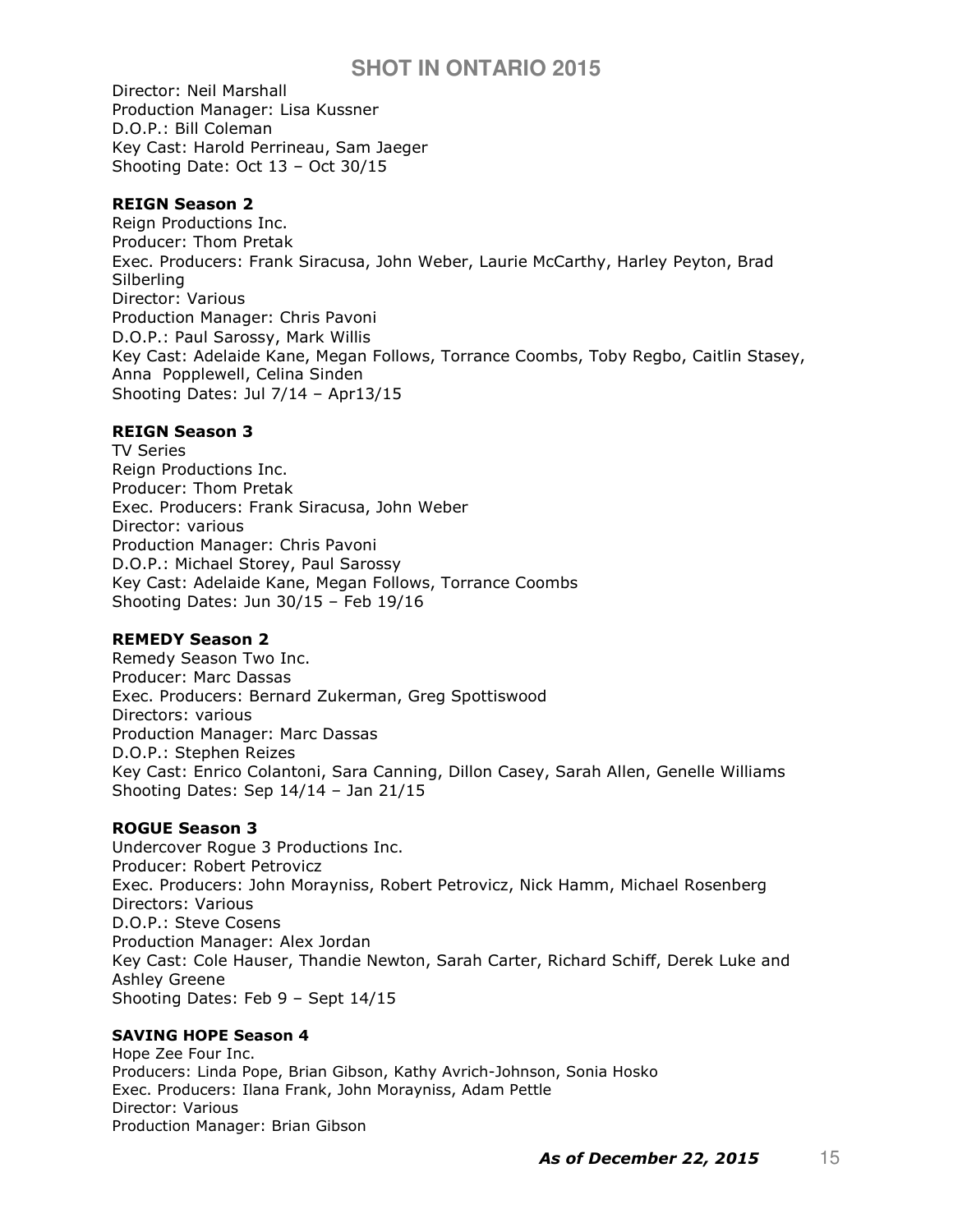Director: Neil Marshall
Production Manager: Lisa Kussner
D.O.P.: Bill Coleman
Key Cast: Harold Perrineau, Sam Jaeger
Shooting Date: Oct 13 – Oct 30/15

**REIGN Season 2**
Reign Productions Inc.
Producer: Thom Pretak
Exec. Producers: Frank Siracusa, John Weber, Laurie McCarthy, Harley Peyton, Brad Silberling
Director: Various
Production Manager: Chris Pavoni
D.O.P.: Paul Sarossy, Mark Willis
Key Cast: Adelaide Kane, Megan Follows, Torrance Coombs, Toby Regbo, Caitlin Stasey, Anna Popplewell, Celina Sinden
Shooting Dates: Jul 7/14 – Apr13/15

**REIGN Season 3**
TV Series
Reign Productions Inc.
Producer: Thom Pretak
Exec. Producers: Frank Siracusa, John Weber
Director: various
Production Manager: Chris Pavoni
D.O.P.: Michael Storey, Paul Sarossy
Key Cast: Adelaide Kane, Megan Follows, Torrance Coombs
Shooting Dates: Jun 30/15 – Feb 19/16

**REMEDY Season 2**
Remedy Season Two Inc.
Producer: Marc Dassas
Exec. Producers: Bernard Zukerman, Greg Spottiswood
Directors: various
Production Manager: Marc Dassas
D.O.P.: Stephen Reizes
Key Cast: Enrico Colantoni, Sara Canning, Dillon Casey, Sarah Allen, Genelle Williams
Shooting Dates: Sep 14/14 – Jan 21/15

**ROGUE Season 3**
Undercover Rogue 3 Productions Inc.
Producer: Robert Petrovicz
Exec. Producers: John Morayniss, Robert Petrovicz, Nick Hamm, Michael Rosenberg
Directors: Various
D.O.P.: Steve Cosens
Production Manager: Alex Jordan
Key Cast: Cole Hauser, Thandie Newton, Sarah Carter, Richard Schiff, Derek Luke and Ashley Greene
Shooting Dates: Feb 9 – Sept 14/15

**SAVING HOPE Season 4**
Hope Zee Four Inc.
Producers: Linda Pope, Brian Gibson, Kathy Avrich-Johnson, Sonia Hosko
Exec. Producers: Ilana Frank, John Morayniss, Adam Pettle
Director: Various
Production Manager: Brian Gibson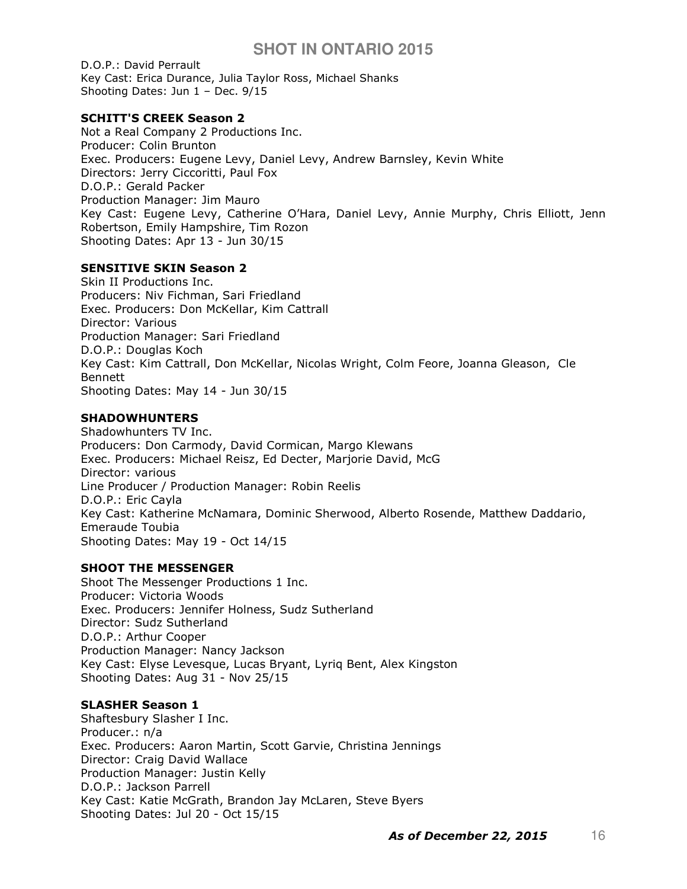D.O.P.: David Perrault
Key Cast: Erica Durance, Julia Taylor Ross, Michael Shanks
Shooting Dates: Jun 1 – Dec. 9/15

**SCHITT'S CREEK Season 2**
Not a Real Company 2 Productions Inc.
Producer: Colin Brunton
Exec. Producers: Eugene Levy, Daniel Levy, Andrew Barnsley, Kevin White
Directors: Jerry Ciccoritti, Paul Fox
D.O.P.: Gerald Packer
Production Manager: Jim Mauro
Key Cast: Eugene Levy, Catherine O'Hara, Daniel Levy, Annie Murphy, Chris Elliott, Jenn Robertson, Emily Hampshire, Tim Rozon
Shooting Dates: Apr 13 - Jun 30/15

**SENSITIVE SKIN Season 2**
Skin II Productions Inc.
Producers: Niv Fichman, Sari Friedland
Exec. Producers: Don McKellar, Kim Cattrall
Director: Various
Production Manager: Sari Friedland
D.O.P.: Douglas Koch
Key Cast: Kim Cattrall, Don McKellar, Nicolas Wright, Colm Feore, Joanna Gleason, Cle Bennett
Shooting Dates: May 14 - Jun 30/15

**SHADOWHUNTERS**
Shadowhunters TV Inc.
Producers: Don Carmody, David Cormican, Margo Klewans
Exec. Producers: Michael Reisz, Ed Decter, Marjorie David, McG
Director: various
Line Producer / Production Manager: Robin Reelis
D.O.P.: Eric Cayla
Key Cast: Katherine McNamara, Dominic Sherwood, Alberto Rosende, Matthew Daddario, Emeraude Toubia
Shooting Dates: May 19 - Oct 14/15

**SHOOT THE MESSENGER**
Shoot The Messenger Productions 1 Inc.
Producer: Victoria Woods
Exec. Producers: Jennifer Holness, Sudz Sutherland
Director: Sudz Sutherland
D.O.P.: Arthur Cooper
Production Manager: Nancy Jackson
Key Cast: Elyse Levesque, Lucas Bryant, Lyriq Bent, Alex Kingston
Shooting Dates: Aug 31 - Nov 25/15

**SLASHER Season 1**
Shaftesbury Slasher I Inc.
Producer.: n/a
Exec. Producers: Aaron Martin, Scott Garvie, Christina Jennings
Director: Craig David Wallace
Production Manager: Justin Kelly
D.O.P.: Jackson Parrell
Key Cast: Katie McGrath, Brandon Jay McLaren, Steve Byers
Shooting Dates: Jul 20 - Oct 15/15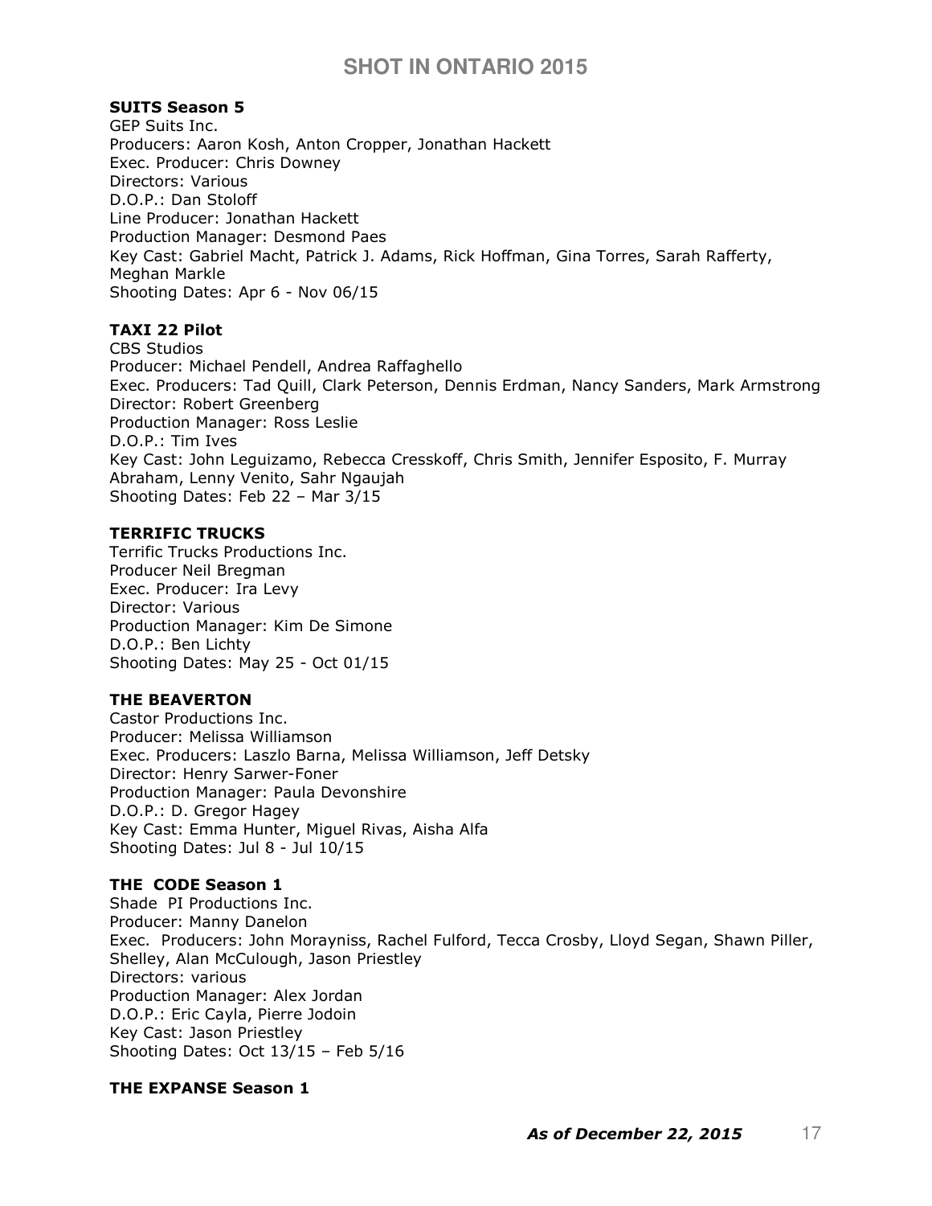**SUITS Season 5**
GEP Suits Inc.
Producers: Aaron Kosh, Anton Cropper, Jonathan Hackett
Exec. Producer: Chris Downey
Directors: Various
D.O.P.: Dan Stoloff
Line Producer: Jonathan Hackett
Production Manager: Desmond Paes
Key Cast: Gabriel Macht, Patrick J. Adams, Rick Hoffman, Gina Torres, Sarah Rafferty, Meghan Markle
Shooting Dates: Apr 6 - Nov 06/15

**TAXI 22 Pilot**
CBS Studios
Producer: Michael Pendell, Andrea Raffaghello
Exec. Producers: Tad Quill, Clark Peterson, Dennis Erdman, Nancy Sanders, Mark Armstrong
Director: Robert Greenberg
Production Manager: Ross Leslie
D.O.P.: Tim Ives
Key Cast: John Leguizamo, Rebecca Cresskoff, Chris Smith, Jennifer Esposito, F. Murray Abraham, Lenny Venito, Sahr Ngaujah
Shooting Dates: Feb 22 – Mar 3/15

**TERRIFIC TRUCKS**
Terrific Trucks Productions Inc.
Producer Neil Bregman
Exec. Producer: Ira Levy
Director: Various
Production Manager: Kim De Simone
D.O.P.: Ben Lichty
Shooting Dates: May 25 - Oct 01/15

**THE BEAVERTON**
Castor Productions Inc.
Producer: Melissa Williamson
Exec. Producers: Laszlo Barna, Melissa Williamson, Jeff Detsky
Director: Henry Sarwer-Foner
Production Manager: Paula Devonshire
D.O.P.: D. Gregor Hagey
Key Cast: Emma Hunter, Miguel Rivas, Aisha Alfa
Shooting Dates: Jul 8 - Jul 10/15

**THE CODE Season 1**
Shade PI Productions Inc.
Producer: Manny Danelon
Exec. Producers: John Morayniss, Rachel Fulford, Tecca Crosby, Lloyd Segan, Shawn Piller, Shelley, Alan McCulough, Jason Priestley
Directors: various
Production Manager: Alex Jordan
D.O.P.: Eric Cayla, Pierre Jodoin
Key Cast: Jason Priestley
Shooting Dates: Oct 13/15 – Feb 5/16

**THE EXPANSE Season 1**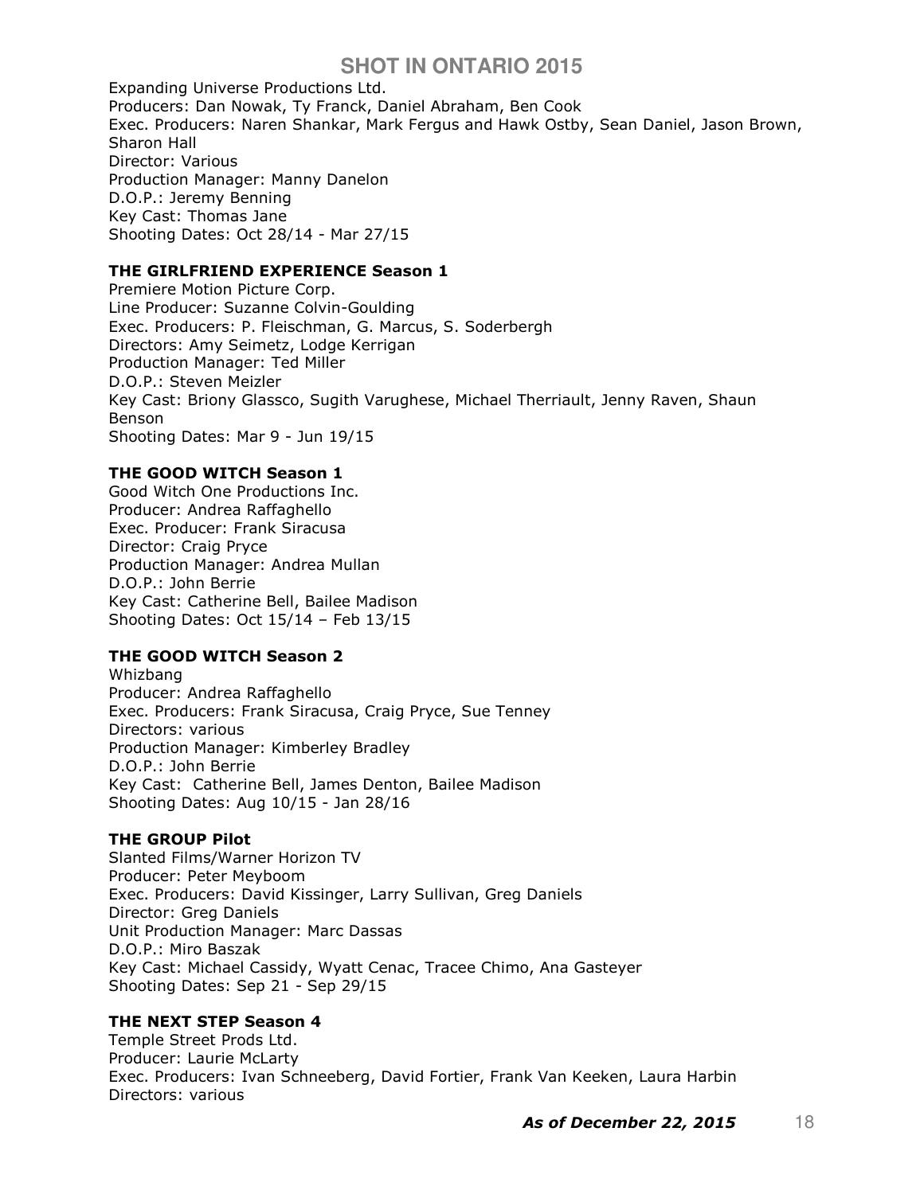Expanding Universe Productions Ltd.
Producers: Dan Nowak, Ty Franck, Daniel Abraham, Ben Cook
Exec. Producers: Naren Shankar, Mark Fergus and Hawk Ostby, Sean Daniel, Jason Brown, Sharon Hall
Director: Various
Production Manager: Manny Danelon
D.O.P.: Jeremy Benning
Key Cast: Thomas Jane
Shooting Dates: Oct 28/14 - Mar 27/15

**THE GIRLFRIEND EXPERIENCE Season 1**
Premiere Motion Picture Corp.
Line Producer: Suzanne Colvin-Goulding
Exec. Producers: P. Fleischman, G. Marcus, S. Soderbergh
Directors: Amy Seimetz, Lodge Kerrigan
Production Manager: Ted Miller
D.O.P.: Steven Meizler
Key Cast: Briony Glassco, Sugith Varughese, Michael Therriault, Jenny Raven, Shaun Benson
Shooting Dates: Mar 9 - Jun 19/15

**THE GOOD WITCH Season 1**
Good Witch One Productions Inc.
Producer: Andrea Raffaghello
Exec. Producer: Frank Siracusa
Director: Craig Pryce
Production Manager: Andrea Mullan
D.O.P.: John Berrie
Key Cast: Catherine Bell, Bailee Madison
Shooting Dates: Oct 15/14 – Feb 13/15

**THE GOOD WITCH Season 2**
Whizbang
Producer: Andrea Raffaghello
Exec. Producers: Frank Siracusa, Craig Pryce, Sue Tenney
Directors: various
Production Manager: Kimberley Bradley
D.O.P.: John Berrie
Key Cast: Catherine Bell, James Denton, Bailee Madison
Shooting Dates: Aug 10/15 - Jan 28/16

**THE GROUP Pilot**
Slanted Films/Warner Horizon TV
Producer: Peter Meyboom
Exec. Producers: David Kissinger, Larry Sullivan, Greg Daniels
Director: Greg Daniels
Unit Production Manager: Marc Dassas
D.O.P.: Miro Baszak
Key Cast: Michael Cassidy, Wyatt Cenac, Tracee Chimo, Ana Gasteyer
Shooting Dates: Sep 21 - Sep 29/15

**THE NEXT STEP Season 4**
Temple Street Prods Ltd.
Producer: Laurie McLarty
Exec. Producers: Ivan Schneeberg, David Fortier, Frank Van Keeken, Laura Harbin
Directors: various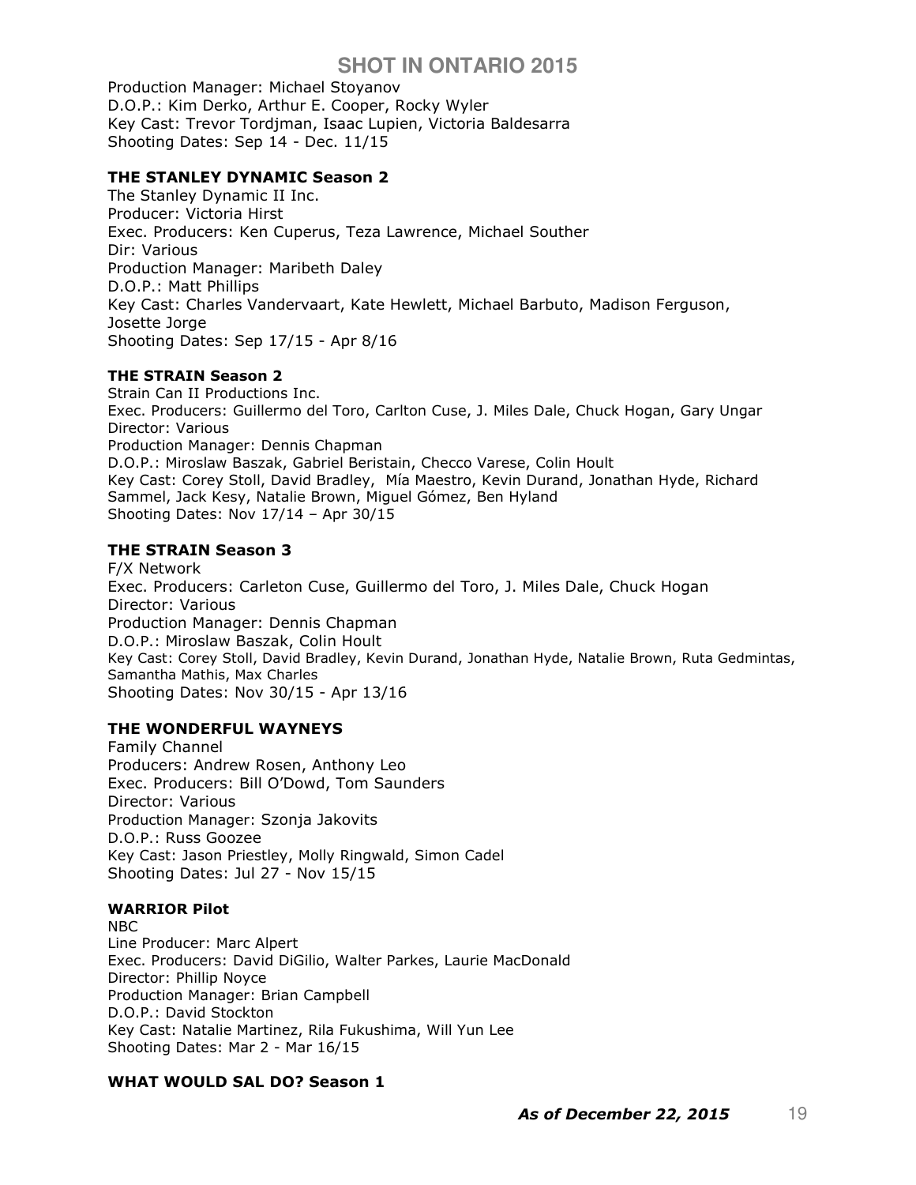Production Manager: Michael Stoyanov
D.O.P.: Kim Derko, Arthur E. Cooper, Rocky Wyler
Key Cast: Trevor Tordjman, Isaac Lupien, Victoria Baldesarra
Shooting Dates: Sep 14 - Dec. 11/15

**THE STANLEY DYNAMIC Season 2**
The Stanley Dynamic II Inc.
Producer: Victoria Hirst
Exec. Producers: Ken Cuperus, Teza Lawrence, Michael Souther
Dir: Various
Production Manager: Maribeth Daley
D.O.P.: Matt Phillips
Key Cast: Charles Vandervaart, Kate Hewlett, Michael Barbuto, Madison Ferguson, Josette Jorge
Shooting Dates: Sep 17/15 - Apr 8/16

**THE STRAIN Season 2**
Strain Can II Productions Inc.
Exec. Producers: Guillermo del Toro, Carlton Cuse, J. Miles Dale, Chuck Hogan, Gary Ungar
Director: Various
Production Manager: Dennis Chapman
D.O.P.: Miroslaw Baszak, Gabriel Beristain, Checco Varese, Colin Hoult
Key Cast: Corey Stoll, David Bradley, Mía Maestro, Kevin Durand, Jonathan Hyde, Richard Sammel, Jack Kesy, Natalie Brown, Miguel Gómez, Ben Hyland
Shooting Dates: Nov 17/14 – Apr 30/15

**THE STRAIN Season 3**
F/X Network
Exec. Producers: Carleton Cuse, Guillermo del Toro, J. Miles Dale, Chuck Hogan
Director: Various
Production Manager: Dennis Chapman
D.O.P.: Miroslaw Baszak, Colin Hoult
Key Cast: Corey Stoll, David Bradley, Kevin Durand, Jonathan Hyde, Natalie Brown, Ruta Gedmintas, Samantha Mathis, Max Charles
Shooting Dates: Nov 30/15 - Apr 13/16

**THE WONDERFUL WAYNEYS**
Family Channel
Producers: Andrew Rosen, Anthony Leo
Exec. Producers: Bill O'Dowd, Tom Saunders
Director: Various
Production Manager: Szonja Jakovits
D.O.P.: Russ Goozee
Key Cast: Jason Priestley, Molly Ringwald, Simon Cadel
Shooting Dates: Jul 27 - Nov 15/15

**WARRIOR Pilot**
NBC
Line Producer: Marc Alpert
Exec. Producers: David DiGilio, Walter Parkes, Laurie MacDonald
Director: Phillip Noyce
Production Manager: Brian Campbell
D.O.P.: David Stockton
Key Cast: Natalie Martinez, Rila Fukushima, Will Yun Lee
Shooting Dates: Mar 2 - Mar 16/15

**WHAT WOULD SAL DO? Season 1**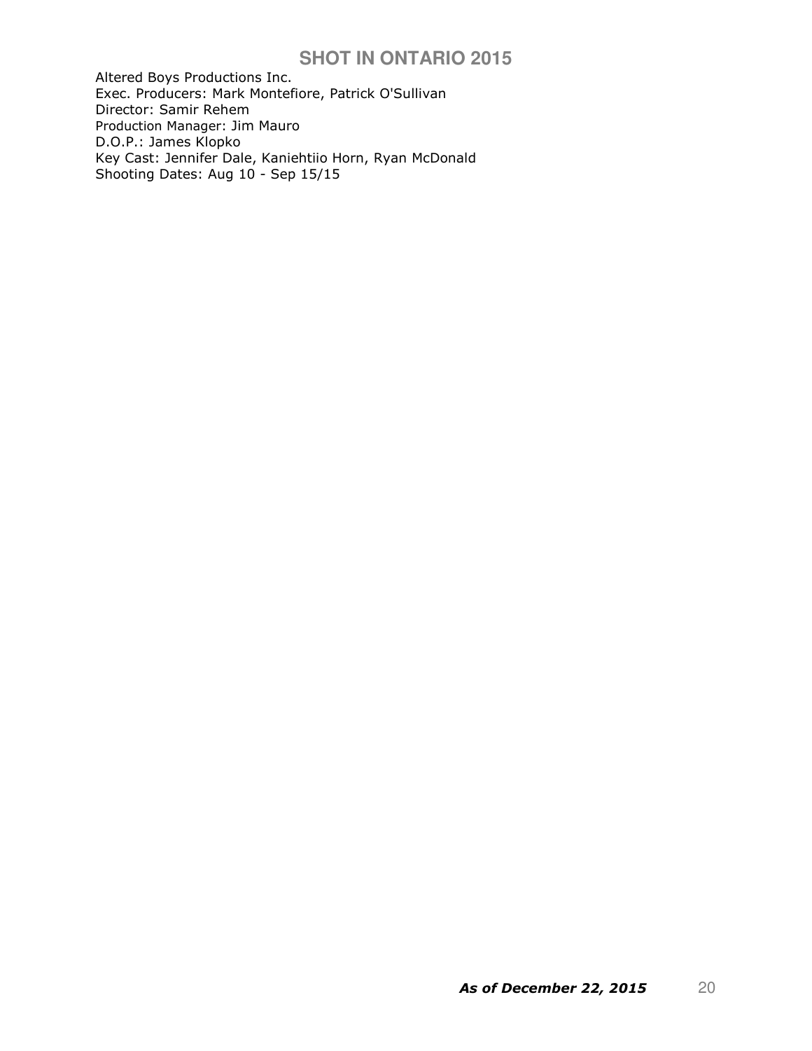Altered Boys Productions Inc.
Exec. Producers: Mark Montefiore, Patrick O'Sullivan
Director: Samir Rehem
Production Manager: Jim Mauro
D.O.P.: James Klopko
Key Cast: Jennifer Dale, Kaniehtiio Horn, Ryan McDonald
Shooting Dates: Aug 10 - Sep 15/15